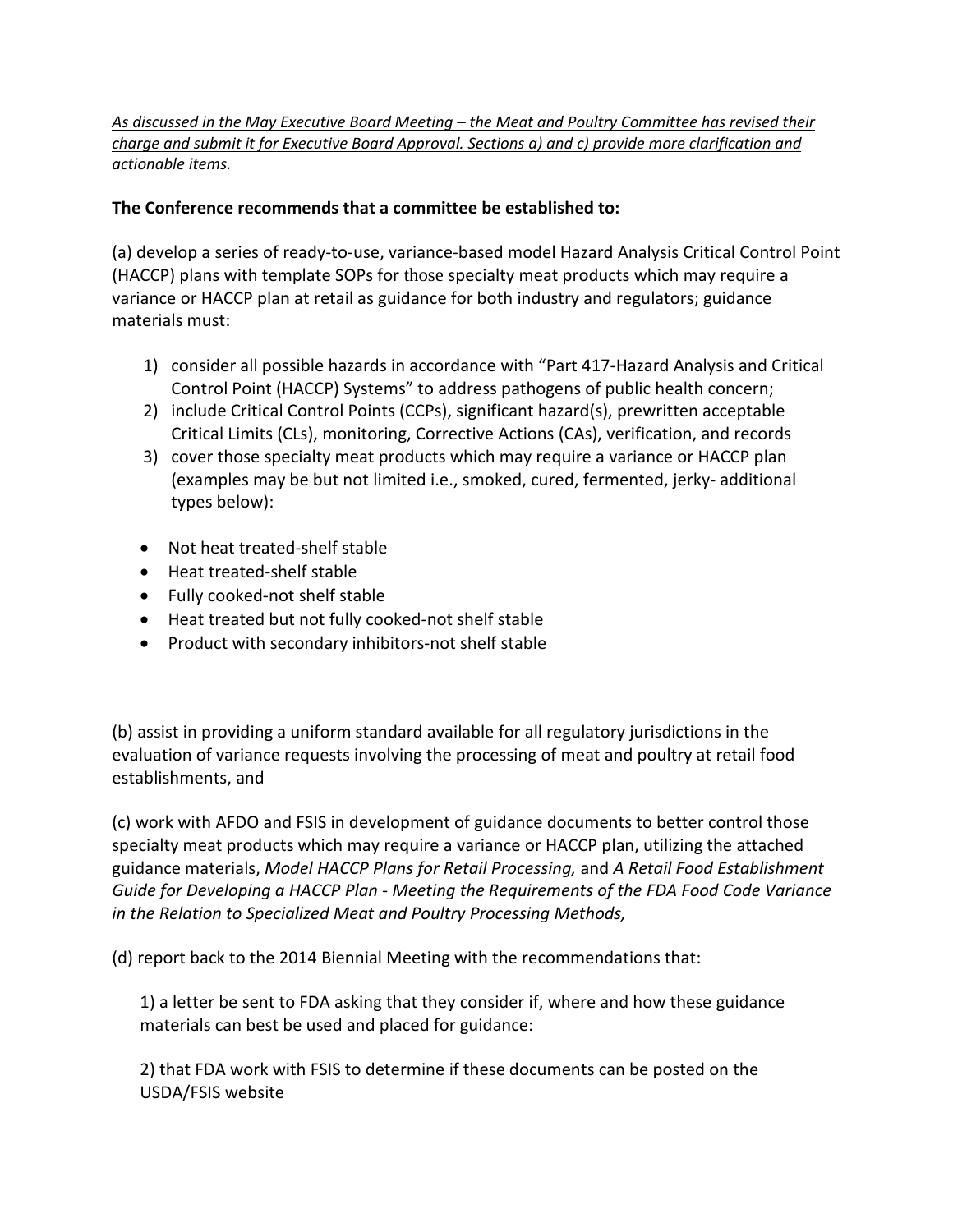*As discussed in the May Executive Board Meeting – the Meat and Poultry Committee has revised their charge and submit it for Executive Board Approval. Sections a) and c) provide more clarification and actionable items.*

**The Conference recommends that a committee be established to:**

(a) develop a series of ready-to-use, variance-based model Hazard Analysis Critical Control Point (HACCP) plans with template SOPs for those specialty meat products which may require a variance or HACCP plan at retail as guidance for both industry and regulators; guidance materials must:

1) consider all possible hazards in accordance with "Part 417-Hazard Analysis and Critical Control Point (HACCP) Systems" to address pathogens of public health concern;
2) include Critical Control Points (CCPs), significant hazard(s), prewritten acceptable Critical Limits (CLs), monitoring, Corrective Actions (CAs), verification, and records
3) cover those specialty meat products which may require a variance or HACCP plan (examples may be but not limited i.e., smoked, cured, fermented, jerky- additional types below):

- Not heat treated-shelf stable
- Heat treated-shelf stable
- Fully cooked-not shelf stable
- Heat treated but not fully cooked-not shelf stable
- Product with secondary inhibitors-not shelf stable

(b) assist in providing a uniform standard available for all regulatory jurisdictions in the evaluation of variance requests involving the processing of meat and poultry at retail food establishments, and

(c) work with AFDO and FSIS in development of guidance documents to better control those specialty meat products which may require a variance or HACCP plan, utilizing the attached guidance materials, *Model HACCP Plans for Retail Processing,* and *A Retail Food Establishment Guide for Developing a HACCP Plan - Meeting the Requirements of the FDA Food Code Variance in the Relation to Specialized Meat and Poultry Processing Methods,*

(d) report back to the 2014 Biennial Meeting with the recommendations that:

1) a letter be sent to FDA asking that they consider if, where and how these guidance materials can best be used and placed for guidance:

2) that FDA work with FSIS to determine if these documents can be posted on the USDA/FSIS website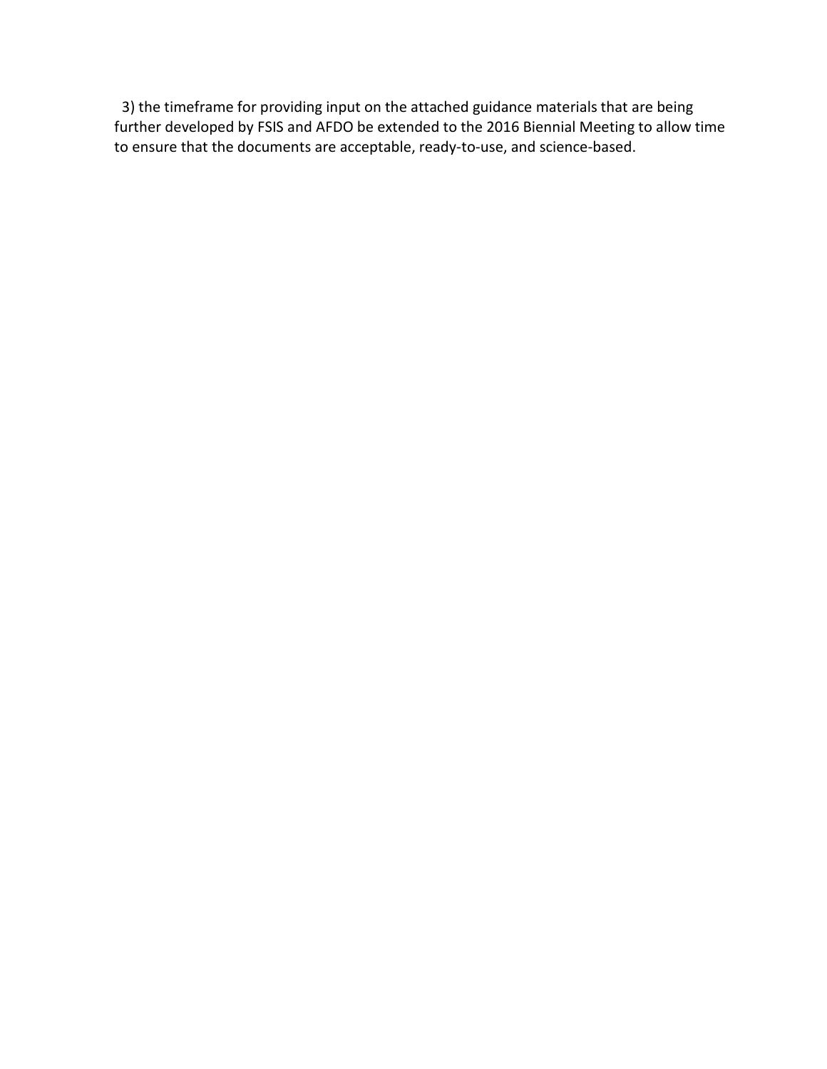3) the timeframe for providing input on the attached guidance materials that are being further developed by FSIS and AFDO be extended to the 2016 Biennial Meeting to allow time to ensure that the documents are acceptable, ready-to-use, and science-based.